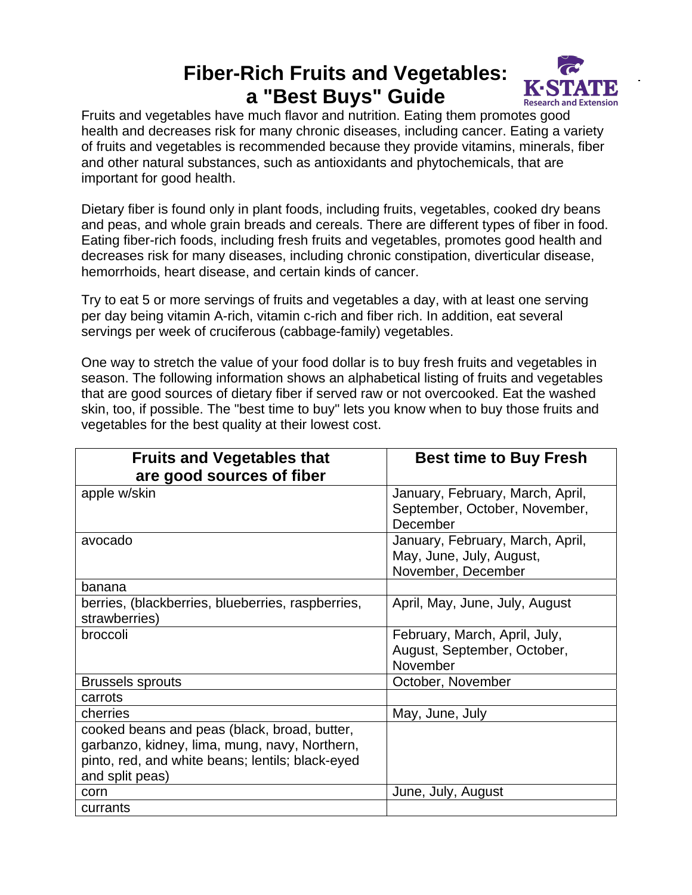# Fiber-Rich Fruits and Vegetables: a "Best Buys" Guide

Fruits and vegetables have much flavor and nutrition. Eating them promotes good health and decreases risk for many chronic diseases, including cancer. Eating a variety of fruits and vegetables is recommended because they provide vitamins, minerals, fiber and other natural substances, such as antioxidants and phytochemicals, that are important for good health.

Dietary fiber is found only in plant foods, including fruits, vegetables, cooked dry beans and peas, and whole grain breads and cereals. There are different types of fiber in food. Eating fiber-rich foods, including fresh fruits and vegetables, promotes good health and decreases risk for many diseases, including chronic constipation, diverticular disease, hemorrhoids, heart disease, and certain kinds of cancer.

Try to eat 5 or more servings of fruits and vegetables a day, with at least one serving per day being vitamin A-rich, vitamin c-rich and fiber rich. In addition, eat several servings per week of cruciferous (cabbage-family) vegetables.

One way to stretch the value of your food dollar is to buy fresh fruits and vegetables in season. The following information shows an alphabetical listing of fruits and vegetables that are good sources of dietary fiber if served raw or not overcooked. Eat the washed skin, too, if possible. The "best time to buy" lets you know when to buy those fruits and vegetables for the best quality at their lowest cost.

| Fruits and Vegetables that are good sources of fiber | Best time to Buy Fresh |
|---|---|
| apple w/skin | January, February, March, April, September, October, November, December |
| avocado | January, February, March, April, May, June, July, August, November, December |
| banana | |
| berries, (blackberries, blueberries, raspberries, strawberries) | April, May, June, July, August |
| broccoli | February, March, April, July, August, September, October, November |
| Brussels sprouts | October, November |
| carrots | |
| cherries | May, June, July |
| cooked beans and peas (black, broad, butter, garbanzo, kidney, lima, mung, navy, Northern, pinto, red, and white beans; lentils; black-eyed and split peas) | |
| corn | June, July, August |
| currants | |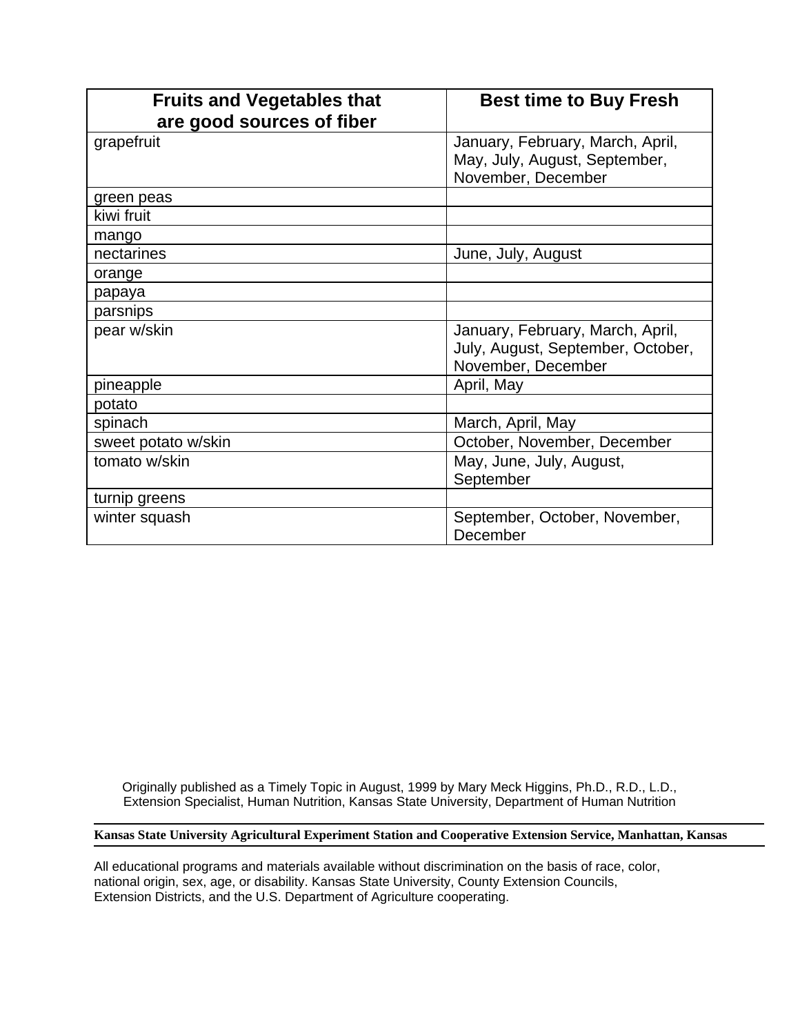| Fruits and Vegetables that are good sources of fiber | Best time to Buy Fresh |
|---|---|
| grapefruit | January, February, March, April, May, July, August, September, November, December |
| green peas | |
| kiwi fruit | |
| mango | |
| nectarines | June, July, August |
| orange | |
| papaya | |
| parsnips | |
| pear w/skin | January, February, March, April, July, August, September, October, November, December |
| pineapple | April, May |
| potato | |
| spinach | March, April, May |
| sweet potato w/skin | October, November, December |
| tomato w/skin | May, June, July, August, September |
| turnip greens | |
| winter squash | September, October, November, December |

Originally published as a Timely Topic in August, 1999 by Mary Meck Higgins, Ph.D., R.D., L.D., Extension Specialist, Human Nutrition, Kansas State University, Department of Human Nutrition

**Kansas State University Agricultural Experiment Station and Cooperative Extension Service, Manhattan, Kansas**

All educational programs and materials available without discrimination on the basis of race, color, national origin, sex, age, or disability. Kansas State University, County Extension Councils, Extension Districts, and the U.S. Department of Agriculture cooperating.